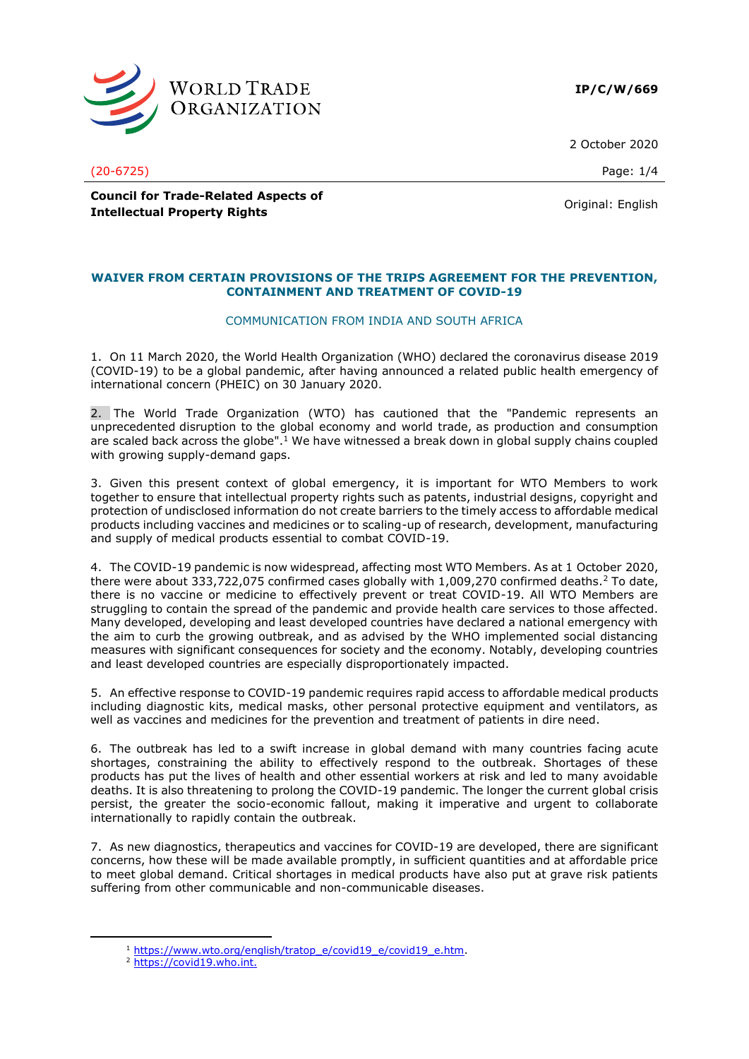**IP/C/W/669**

2 October 2020

(20-6725)

**Council for Trade-Related Aspects of Intellectual Property Rights**

Original: English

## WAIVER FROM CERTAIN PROVISIONS OF THE TRIPS AGREEMENT FOR THE PREVENTION, CONTAINMENT AND TREATMENT OF COVID-19

COMMUNICATION FROM INDIA AND SOUTH AFRICA

1. On 11 March 2020, the World Health Organization (WHO) declared the coronavirus disease 2019 (COVID-19) to be a global pandemic, after having announced a related public health emergency of international concern (PHEIC) on 30 January 2020.

2. The World Trade Organization (WTO) has cautioned that the "Pandemic represents an unprecedented disruption to the global economy and world trade, as production and consumption are scaled back across the globe".[1] We have witnessed a break down in global supply chains coupled with growing supply-demand gaps.

3. Given this present context of global emergency, it is important for WTO Members to work together to ensure that intellectual property rights such as patents, industrial designs, copyright and protection of undisclosed information do not create barriers to the timely access to affordable medical products including vaccines and medicines or to scaling-up of research, development, manufacturing and supply of medical products essential to combat COVID-19.

4. The COVID-19 pandemic is now widespread, affecting most WTO Members. As at 1 October 2020, there were about 333,722,075 confirmed cases globally with 1,009,270 confirmed deaths.[2] To date, there is no vaccine or medicine to effectively prevent or treat COVID-19. All WTO Members are struggling to contain the spread of the pandemic and provide health care services to those affected. Many developed, developing and least developed countries have declared a national emergency with the aim to curb the growing outbreak, and as advised by the WHO implemented social distancing measures with significant consequences for society and the economy. Notably, developing countries and least developed countries are especially disproportionately impacted.

5. An effective response to COVID-19 pandemic requires rapid access to affordable medical products including diagnostic kits, medical masks, other personal protective equipment and ventilators, as well as vaccines and medicines for the prevention and treatment of patients in dire need.

6. The outbreak has led to a swift increase in global demand with many countries facing acute shortages, constraining the ability to effectively respond to the outbreak. Shortages of these products has put the lives of health and other essential workers at risk and led to many avoidable deaths. It is also threatening to prolong the COVID-19 pandemic. The longer the current global crisis persist, the greater the socio-economic fallout, making it imperative and urgent to collaborate internationally to rapidly contain the outbreak.

7. As new diagnostics, therapeutics and vaccines for COVID-19 are developed, there are significant concerns, how these will be made available promptly, in sufficient quantities and at affordable price to meet global demand. Critical shortages in medical products have also put at grave risk patients suffering from other communicable and non-communicable diseases.

---

[1] https://www.wto.org/english/tratop_e/covid19_e/covid19_e.htm.

[2] https://covid19.who.int.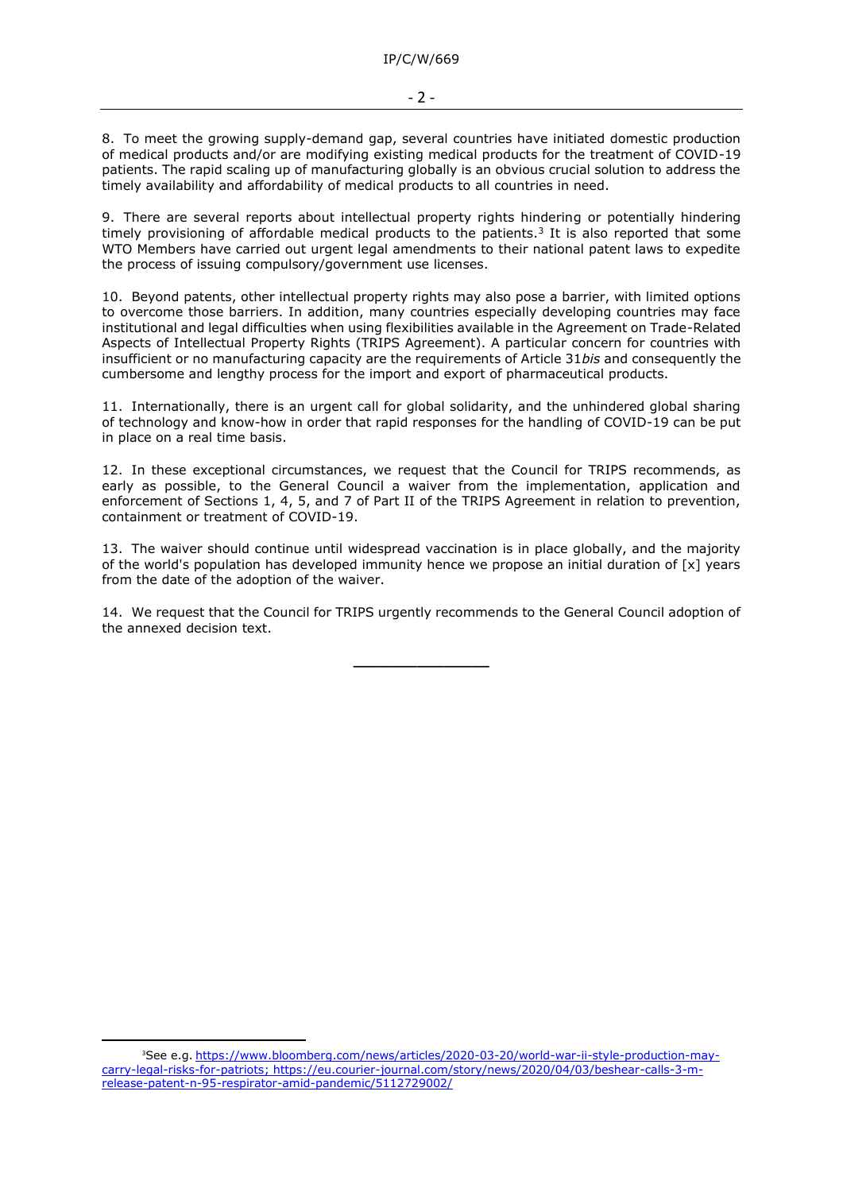8. To meet the growing supply-demand gap, several countries have initiated domestic production of medical products and/or are modifying existing medical products for the treatment of COVID-19 patients. The rapid scaling up of manufacturing globally is an obvious crucial solution to address the timely availability and affordability of medical products to all countries in need.

9. There are several reports about intellectual property rights hindering or potentially hindering timely provisioning of affordable medical products to the patients.[3] It is also reported that some WTO Members have carried out urgent legal amendments to their national patent laws to expedite the process of issuing compulsory/government use licenses.

10. Beyond patents, other intellectual property rights may also pose a barrier, with limited options to overcome those barriers. In addition, many countries especially developing countries may face institutional and legal difficulties when using flexibilities available in the Agreement on Trade-Related Aspects of Intellectual Property Rights (TRIPS Agreement). A particular concern for countries with insufficient or no manufacturing capacity are the requirements of Article 31*bis* and consequently the cumbersome and lengthy process for the import and export of pharmaceutical products.

11. Internationally, there is an urgent call for global solidarity, and the unhindered global sharing of technology and know-how in order that rapid responses for the handling of COVID-19 can be put in place on a real time basis.

12. In these exceptional circumstances, we request that the Council for TRIPS recommends, as early as possible, to the General Council a waiver from the implementation, application and enforcement of Sections 1, 4, 5, and 7 of Part II of the TRIPS Agreement in relation to prevention, containment or treatment of COVID-19.

13. The waiver should continue until widespread vaccination is in place globally, and the majority of the world's population has developed immunity hence we propose an initial duration of [x] years from the date of the adoption of the waiver.

14. We request that the Council for TRIPS urgently recommends to the General Council adoption of the annexed decision text.

---

[3] See e.g. https://www.bloomberg.com/news/articles/2020-03-20/world-war-ii-style-production-may-carry-legal-risks-for-patriots; https://eu.courier-journal.com/story/news/2020/04/03/beshear-calls-3-m-release-patent-n-95-respirator-amid-pandemic/5112729002/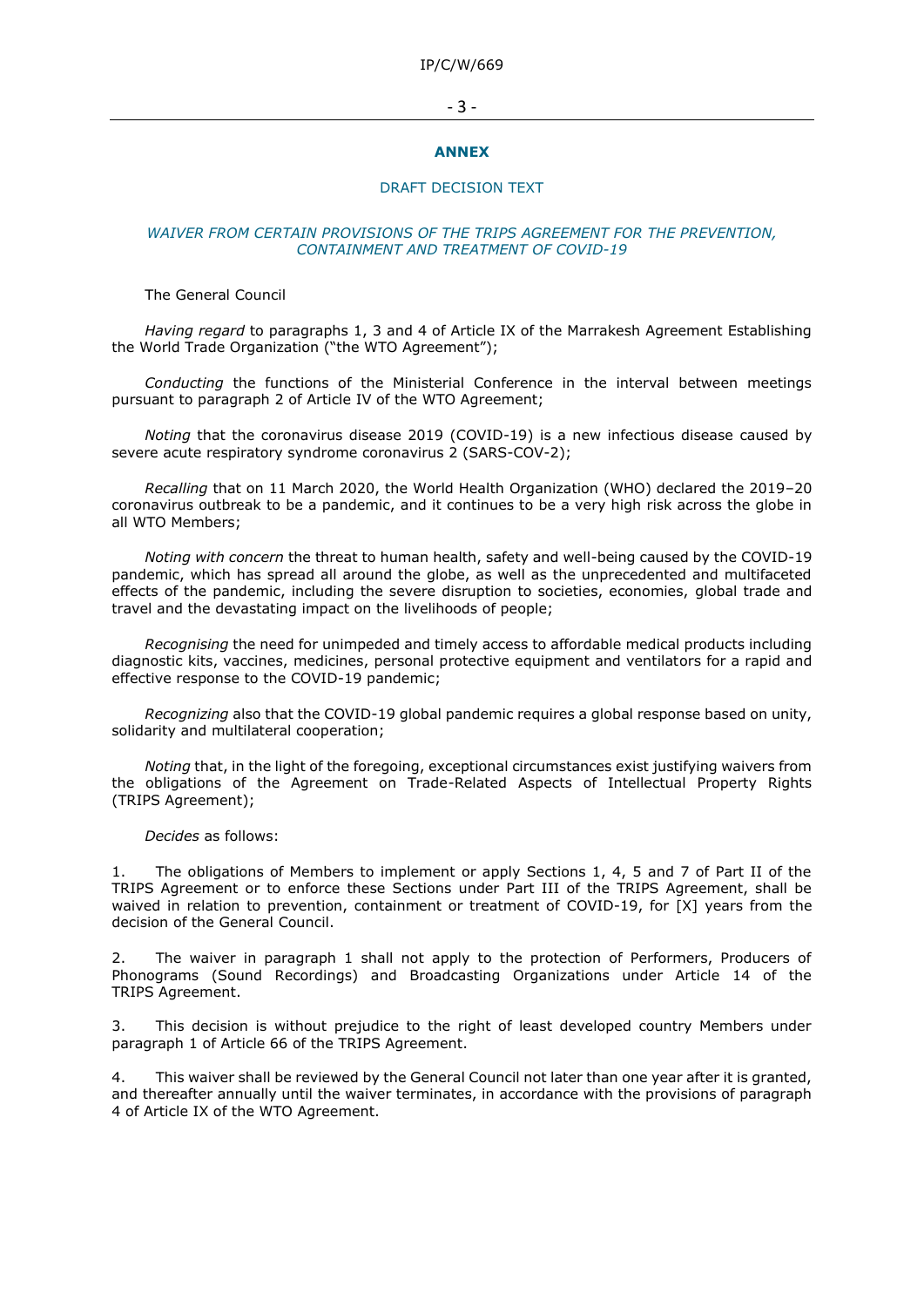## ANNEX

### DRAFT DECISION TEXT

*WAIVER FROM CERTAIN PROVISIONS OF THE TRIPS AGREEMENT FOR THE PREVENTION, CONTAINMENT AND TREATMENT OF COVID-19*

The General Council

*Having regard* to paragraphs 1, 3 and 4 of Article IX of the Marrakesh Agreement Establishing the World Trade Organization ("the WTO Agreement");

*Conducting* the functions of the Ministerial Conference in the interval between meetings pursuant to paragraph 2 of Article IV of the WTO Agreement;

*Noting* that the coronavirus disease 2019 (COVID-19) is a new infectious disease caused by severe acute respiratory syndrome coronavirus 2 (SARS-COV-2);

*Recalling* that on 11 March 2020, the World Health Organization (WHO) declared the 2019–20 coronavirus outbreak to be a pandemic, and it continues to be a very high risk across the globe in all WTO Members;

*Noting with concern* the threat to human health, safety and well-being caused by the COVID-19 pandemic, which has spread all around the globe, as well as the unprecedented and multifaceted effects of the pandemic, including the severe disruption to societies, economies, global trade and travel and the devastating impact on the livelihoods of people;

*Recognising* the need for unimpeded and timely access to affordable medical products including diagnostic kits, vaccines, medicines, personal protective equipment and ventilators for a rapid and effective response to the COVID-19 pandemic;

*Recognizing* also that the COVID-19 global pandemic requires a global response based on unity, solidarity and multilateral cooperation;

*Noting* that, in the light of the foregoing, exceptional circumstances exist justifying waivers from the obligations of the Agreement on Trade-Related Aspects of Intellectual Property Rights (TRIPS Agreement);

*Decides* as follows:

1. The obligations of Members to implement or apply Sections 1, 4, 5 and 7 of Part II of the TRIPS Agreement or to enforce these Sections under Part III of the TRIPS Agreement, shall be waived in relation to prevention, containment or treatment of COVID-19, for [X] years from the decision of the General Council.

2. The waiver in paragraph 1 shall not apply to the protection of Performers, Producers of Phonograms (Sound Recordings) and Broadcasting Organizations under Article 14 of the TRIPS Agreement.

3. This decision is without prejudice to the right of least developed country Members under paragraph 1 of Article 66 of the TRIPS Agreement.

4. This waiver shall be reviewed by the General Council not later than one year after it is granted, and thereafter annually until the waiver terminates, in accordance with the provisions of paragraph 4 of Article IX of the WTO Agreement.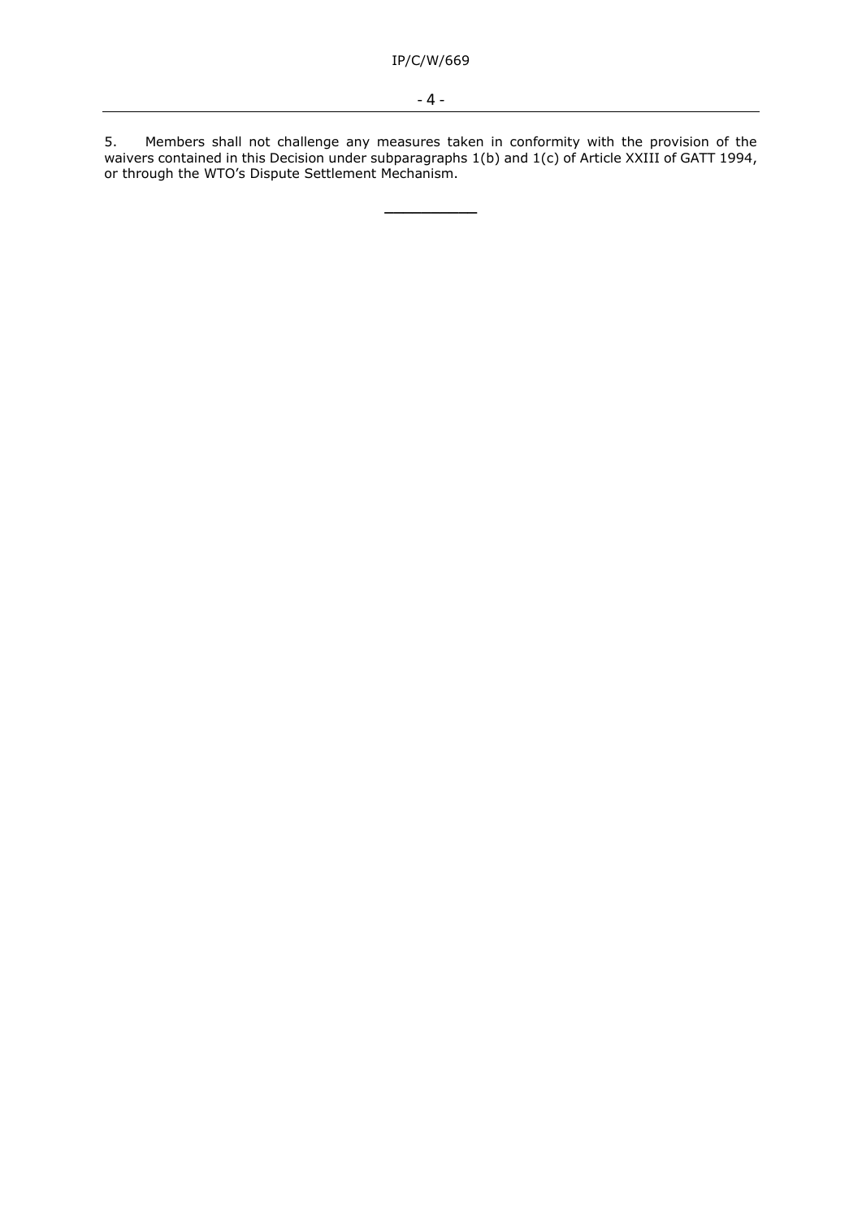5. Members shall not challenge any measures taken in conformity with the provision of the waivers contained in this Decision under subparagraphs 1(b) and 1(c) of Article XXIII of GATT 1994, or through the WTO's Dispute Settlement Mechanism.

__________